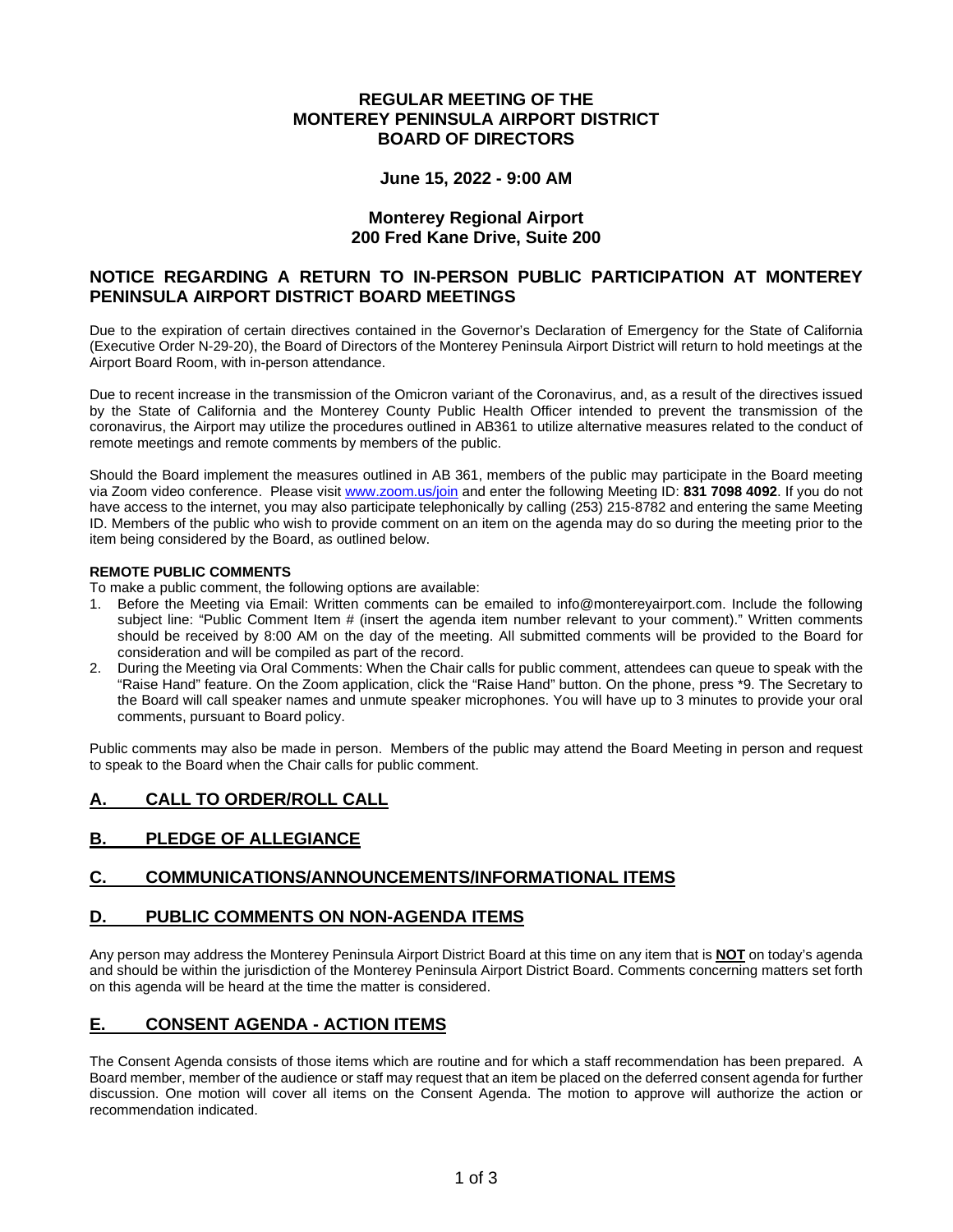# REGULAR MEETING OF THE MONTEREY PENINSULA AIRPORT DISTRICT BOARD OF DIRECTORS

**June 15, 2022 - 9:00 AM**

**Monterey Regional Airport**
**200 Fred Kane Drive, Suite 200**

## NOTICE REGARDING A RETURN TO IN-PERSON PUBLIC PARTICIPATION AT MONTEREY PENINSULA AIRPORT DISTRICT BOARD MEETINGS

Due to the expiration of certain directives contained in the Governor's Declaration of Emergency for the State of California (Executive Order N-29-20), the Board of Directors of the Monterey Peninsula Airport District will return to hold meetings at the Airport Board Room, with in-person attendance.

Due to recent increase in the transmission of the Omicron variant of the Coronavirus, and, as a result of the directives issued by the State of California and the Monterey County Public Health Officer intended to prevent the transmission of the coronavirus, the Airport may utilize the procedures outlined in AB361 to utilize alternative measures related to the conduct of remote meetings and remote comments by members of the public.

Should the Board implement the measures outlined in AB 361, members of the public may participate in the Board meeting via Zoom video conference. Please visit www.zoom.us/join and enter the following Meeting ID: **831 7098 4092**. If you do not have access to the internet, you may also participate telephonically by calling (253) 215-8782 and entering the same Meeting ID. Members of the public who wish to provide comment on an item on the agenda may do so during the meeting prior to the item being considered by the Board, as outlined below.

**REMOTE PUBLIC COMMENTS**

To make a public comment, the following options are available:

1. Before the Meeting via Email: Written comments can be emailed to info@montereyairport.com. Include the following subject line: "Public Comment Item # (insert the agenda item number relevant to your comment)." Written comments should be received by 8:00 AM on the day of the meeting. All submitted comments will be provided to the Board for consideration and will be compiled as part of the record.
2. During the Meeting via Oral Comments: When the Chair calls for public comment, attendees can queue to speak with the "Raise Hand" feature. On the Zoom application, click the "Raise Hand" button. On the phone, press *9. The Secretary to the Board will call speaker names and unmute speaker microphones. You will have up to 3 minutes to provide your oral comments, pursuant to Board policy.

Public comments may also be made in person. Members of the public may attend the Board Meeting in person and request to speak to the Board when the Chair calls for public comment.

## A. CALL TO ORDER/ROLL CALL

## B. PLEDGE OF ALLEGIANCE

## C. COMMUNICATIONS/ANNOUNCEMENTS/INFORMATIONAL ITEMS

## D. PUBLIC COMMENTS ON NON-AGENDA ITEMS

Any person may address the Monterey Peninsula Airport District Board at this time on any item that is **NOT** on today's agenda and should be within the jurisdiction of the Monterey Peninsula Airport District Board. Comments concerning matters set forth on this agenda will be heard at the time the matter is considered.

## E. CONSENT AGENDA - ACTION ITEMS

The Consent Agenda consists of those items which are routine and for which a staff recommendation has been prepared. A Board member, member of the audience or staff may request that an item be placed on the deferred consent agenda for further discussion. One motion will cover all items on the Consent Agenda. The motion to approve will authorize the action or recommendation indicated.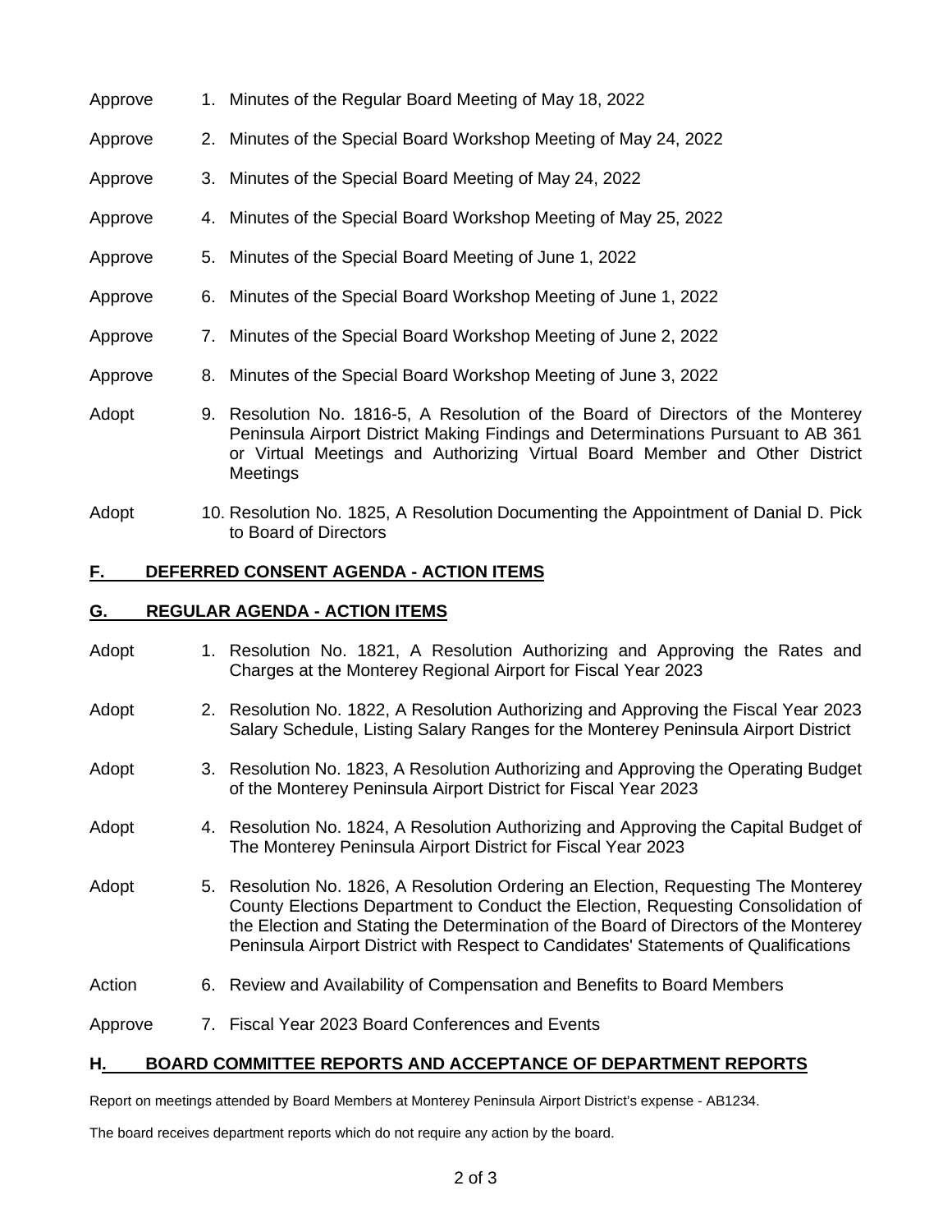Approve 1. Minutes of the Regular Board Meeting of May 18, 2022

Approve 2. Minutes of the Special Board Workshop Meeting of May 24, 2022

Approve 3. Minutes of the Special Board Meeting of May 24, 2022

Approve 4. Minutes of the Special Board Workshop Meeting of May 25, 2022

Approve 5. Minutes of the Special Board Meeting of June 1, 2022

Approve 6. Minutes of the Special Board Workshop Meeting of June 1, 2022

Approve 7. Minutes of the Special Board Workshop Meeting of June 2, 2022

Approve 8. Minutes of the Special Board Workshop Meeting of June 3, 2022

Adopt 9. Resolution No. 1816-5, A Resolution of the Board of Directors of the Monterey Peninsula Airport District Making Findings and Determinations Pursuant to AB 361 or Virtual Meetings and Authorizing Virtual Board Member and Other District Meetings

Adopt 10. Resolution No. 1825, A Resolution Documenting the Appointment of Danial D. Pick to Board of Directors

## F. DEFERRED CONSENT AGENDA - ACTION ITEMS

## G. REGULAR AGENDA - ACTION ITEMS

Adopt 1. Resolution No. 1821, A Resolution Authorizing and Approving the Rates and Charges at the Monterey Regional Airport for Fiscal Year 2023

Adopt 2. Resolution No. 1822, A Resolution Authorizing and Approving the Fiscal Year 2023 Salary Schedule, Listing Salary Ranges for the Monterey Peninsula Airport District

Adopt 3. Resolution No. 1823, A Resolution Authorizing and Approving the Operating Budget of the Monterey Peninsula Airport District for Fiscal Year 2023

Adopt 4. Resolution No. 1824, A Resolution Authorizing and Approving the Capital Budget of The Monterey Peninsula Airport District for Fiscal Year 2023

Adopt 5. Resolution No. 1826, A Resolution Ordering an Election, Requesting The Monterey County Elections Department to Conduct the Election, Requesting Consolidation of the Election and Stating the Determination of the Board of Directors of the Monterey Peninsula Airport District with Respect to Candidates' Statements of Qualifications

Action 6. Review and Availability of Compensation and Benefits to Board Members

Approve 7. Fiscal Year 2023 Board Conferences and Events

## H. BOARD COMMITTEE REPORTS AND ACCEPTANCE OF DEPARTMENT REPORTS

Report on meetings attended by Board Members at Monterey Peninsula Airport District's expense - AB1234.

The board receives department reports which do not require any action by the board.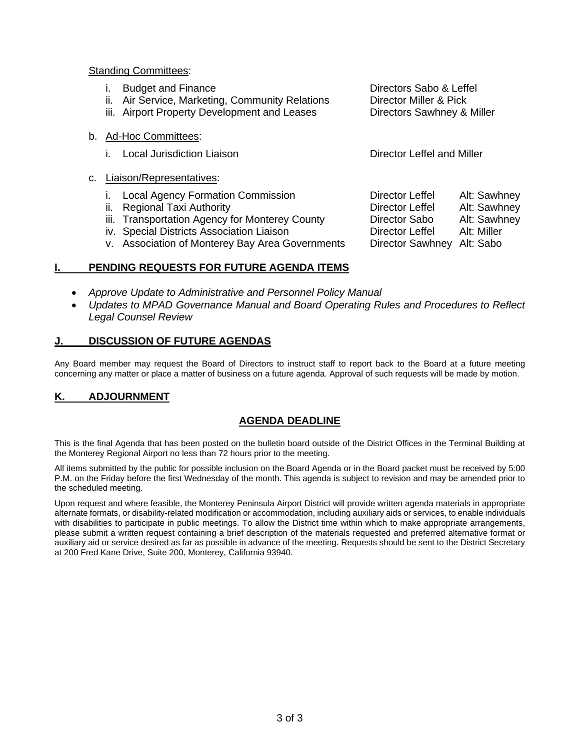Standing Committees:

i. Budget and Finance — Directors Sabo & Leffel
ii. Air Service, Marketing, Community Relations — Director Miller & Pick
iii. Airport Property Development and Leases — Directors Sawhney & Miller

b. Ad-Hoc Committees:

i. Local Jurisdiction Liaison — Director Leffel and Miller

c. Liaison/Representatives:

| | | | |
|---|---|---|---|
| i. | Local Agency Formation Commission | Director Leffel | Alt: Sawhney |
| ii. | Regional Taxi Authority | Director Leffel | Alt: Sawhney |
| iii. | Transportation Agency for Monterey County | Director Sabo | Alt: Sawhney |
| iv. | Special Districts Association Liaison | Director Leffel | Alt: Miller |
| v. | Association of Monterey Bay Area Governments | Director Sawhney | Alt: Sabo |

## I. PENDING REQUESTS FOR FUTURE AGENDA ITEMS

- *Approve Update to Administrative and Personnel Policy Manual*
- *Updates to MPAD Governance Manual and Board Operating Rules and Procedures to Reflect Legal Counsel Review*

## J. DISCUSSION OF FUTURE AGENDAS

Any Board member may request the Board of Directors to instruct staff to report back to the Board at a future meeting concerning any matter or place a matter of business on a future agenda. Approval of such requests will be made by motion.

## K. ADJOURNMENT

## AGENDA DEADLINE

This is the final Agenda that has been posted on the bulletin board outside of the District Offices in the Terminal Building at the Monterey Regional Airport no less than 72 hours prior to the meeting.

All items submitted by the public for possible inclusion on the Board Agenda or in the Board packet must be received by 5:00 P.M. on the Friday before the first Wednesday of the month. This agenda is subject to revision and may be amended prior to the scheduled meeting.

Upon request and where feasible, the Monterey Peninsula Airport District will provide written agenda materials in appropriate alternate formats, or disability-related modification or accommodation, including auxiliary aids or services, to enable individuals with disabilities to participate in public meetings. To allow the District time within which to make appropriate arrangements, please submit a written request containing a brief description of the materials requested and preferred alternative format or auxiliary aid or service desired as far as possible in advance of the meeting. Requests should be sent to the District Secretary at 200 Fred Kane Drive, Suite 200, Monterey, California 93940.